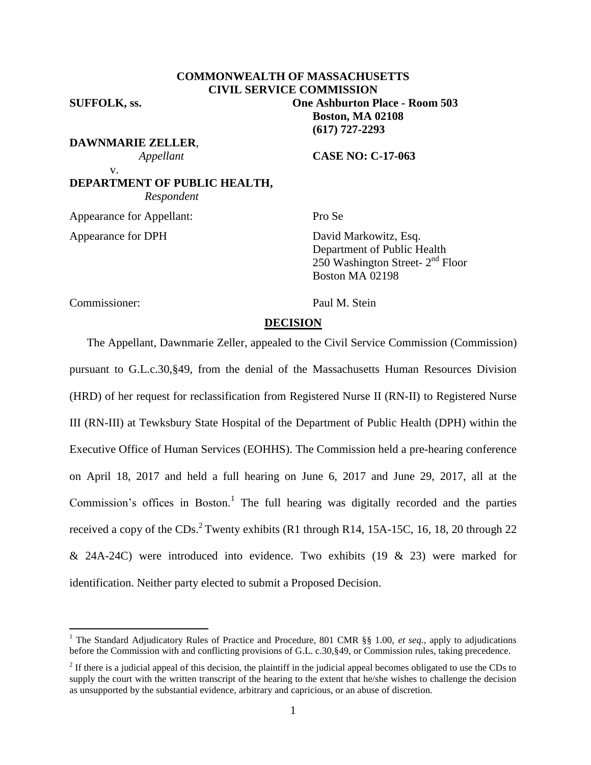**COMMONWEALTH OF MASSACHUSETTS**
**CIVIL SERVICE COMMISSION**

**SUFFOLK, ss.** **One Ashburton Place - Room 503**
**Boston, MA 02108**
**(617) 727-2293**

**DAWNMARIE ZELLER**,
*Appellant*

v.

**DEPARTMENT OF PUBLIC HEALTH,**
*Respondent*

**CASE NO: C-17-063**

Appearance for Appellant: Pro Se

Appearance for DPH David Markowitz, Esq.
Department of Public Health
250 Washington Street- 2nd Floor
Boston MA 02198

Commissioner: Paul M. Stein

## DECISION

The Appellant, Dawnmarie Zeller, appealed to the Civil Service Commission (Commission) pursuant to G.L.c.30,§49, from the denial of the Massachusetts Human Resources Division (HRD) of her request for reclassification from Registered Nurse II (RN-II) to Registered Nurse III (RN-III) at Tewksbury State Hospital of the Department of Public Health (DPH) within the Executive Office of Human Services (EOHHS). The Commission held a pre-hearing conference on April 18, 2017 and held a full hearing on June 6, 2017 and June 29, 2017, all at the Commission's offices in Boston.[1] The full hearing was digitally recorded and the parties received a copy of the CDs.[2] Twenty exhibits (R1 through R14, 15A-15C, 16, 18, 20 through 22 & 24A-24C) were introduced into evidence. Two exhibits (19 & 23) were marked for identification. Neither party elected to submit a Proposed Decision.

---

[1] The Standard Adjudicatory Rules of Practice and Procedure, 801 CMR §§ 1.00, *et seq.*, apply to adjudications before the Commission with and conflicting provisions of G.L. c.30,§49, or Commission rules, taking precedence.

[2] If there is a judicial appeal of this decision, the plaintiff in the judicial appeal becomes obligated to use the CDs to supply the court with the written transcript of the hearing to the extent that he/she wishes to challenge the decision as unsupported by the substantial evidence, arbitrary and capricious, or an abuse of discretion.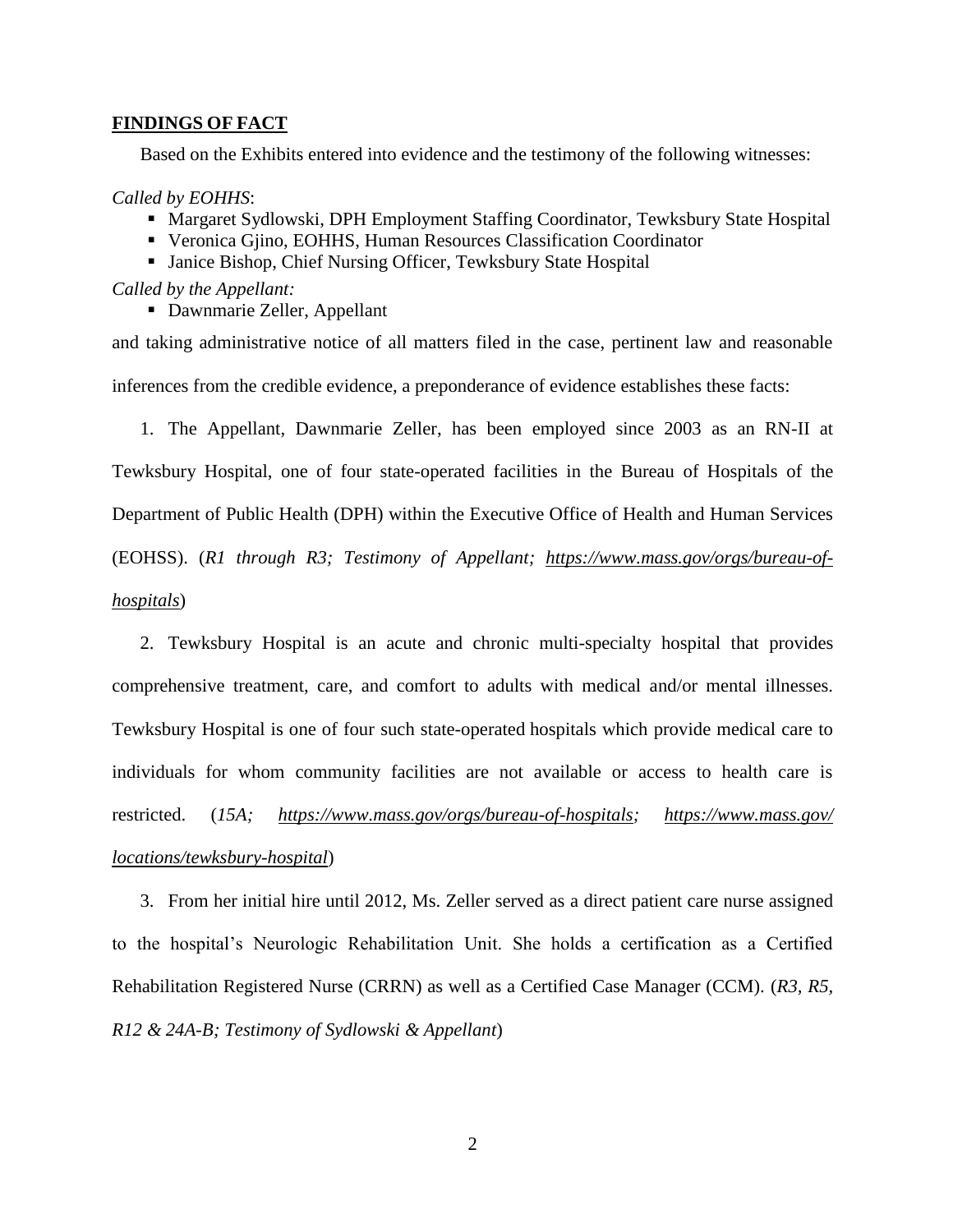## FINDINGS OF FACT

Based on the Exhibits entered into evidence and the testimony of the following witnesses:

*Called by EOHHS*:

- Margaret Sydlowski, DPH Employment Staffing Coordinator, Tewksbury State Hospital
- Veronica Gjino, EOHHS, Human Resources Classification Coordinator
- Janice Bishop, Chief Nursing Officer, Tewksbury State Hospital

*Called by the Appellant:*

- Dawnmarie Zeller, Appellant

and taking administrative notice of all matters filed in the case, pertinent law and reasonable inferences from the credible evidence, a preponderance of evidence establishes these facts:

1. The Appellant, Dawnmarie Zeller, has been employed since 2003 as an RN-II at Tewksbury Hospital, one of four state-operated facilities in the Bureau of Hospitals of the Department of Public Health (DPH) within the Executive Office of Health and Human Services (EOHSS). (*R1 through R3; Testimony of Appellant; https://www.mass.gov/orgs/bureau-of-hospitals*)

2. Tewksbury Hospital is an acute and chronic multi-specialty hospital that provides comprehensive treatment, care, and comfort to adults with medical and/or mental illnesses. Tewksbury Hospital is one of four such state-operated hospitals which provide medical care to individuals for whom community facilities are not available or access to health care is restricted. (*15A; https://www.mass.gov/orgs/bureau-of-hospitals; https://www.mass.gov/locations/tewksbury-hospital*)

3. From her initial hire until 2012, Ms. Zeller served as a direct patient care nurse assigned to the hospital's Neurologic Rehabilitation Unit. She holds a certification as a Certified Rehabilitation Registered Nurse (CRRN) as well as a Certified Case Manager (CCM). (*R3, R5, R12 & 24A-B; Testimony of Sydlowski & Appellant*)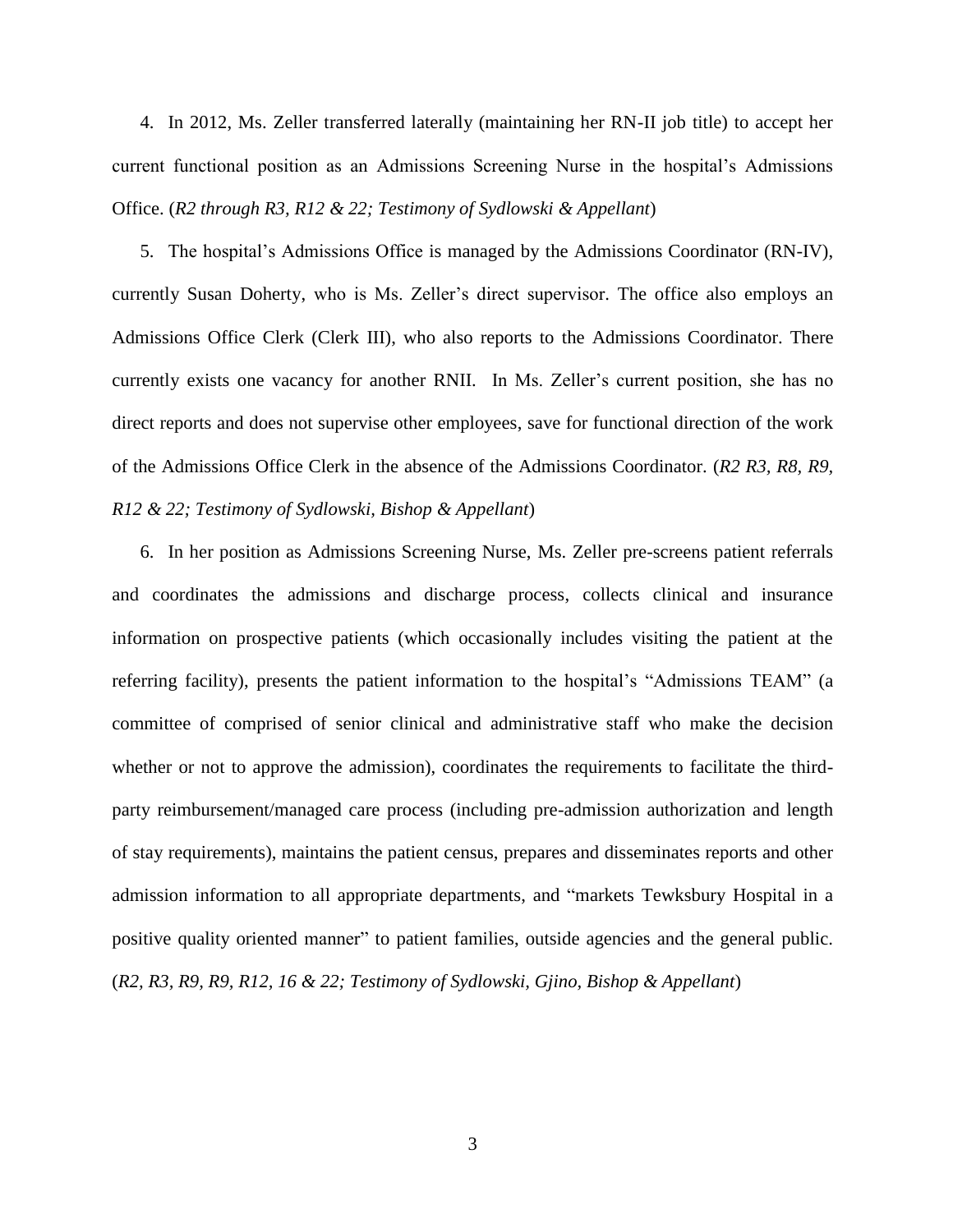4. In 2012, Ms. Zeller transferred laterally (maintaining her RN-II job title) to accept her current functional position as an Admissions Screening Nurse in the hospital's Admissions Office. (*R2 through R3, R12 & 22; Testimony of Sydlowski & Appellant*)

5. The hospital's Admissions Office is managed by the Admissions Coordinator (RN-IV), currently Susan Doherty, who is Ms. Zeller's direct supervisor. The office also employs an Admissions Office Clerk (Clerk III), who also reports to the Admissions Coordinator. There currently exists one vacancy for another RNII. In Ms. Zeller's current position, she has no direct reports and does not supervise other employees, save for functional direction of the work of the Admissions Office Clerk in the absence of the Admissions Coordinator. (*R2 R3, R8, R9, R12 & 22; Testimony of Sydlowski, Bishop & Appellant*)

6. In her position as Admissions Screening Nurse, Ms. Zeller pre-screens patient referrals and coordinates the admissions and discharge process, collects clinical and insurance information on prospective patients (which occasionally includes visiting the patient at the referring facility), presents the patient information to the hospital's "Admissions TEAM" (a committee of comprised of senior clinical and administrative staff who make the decision whether or not to approve the admission), coordinates the requirements to facilitate the third-party reimbursement/managed care process (including pre-admission authorization and length of stay requirements), maintains the patient census, prepares and disseminates reports and other admission information to all appropriate departments, and "markets Tewksbury Hospital in a positive quality oriented manner" to patient families, outside agencies and the general public. (*R2, R3, R9, R9, R12, 16 & 22; Testimony of Sydlowski, Gjino, Bishop & Appellant*)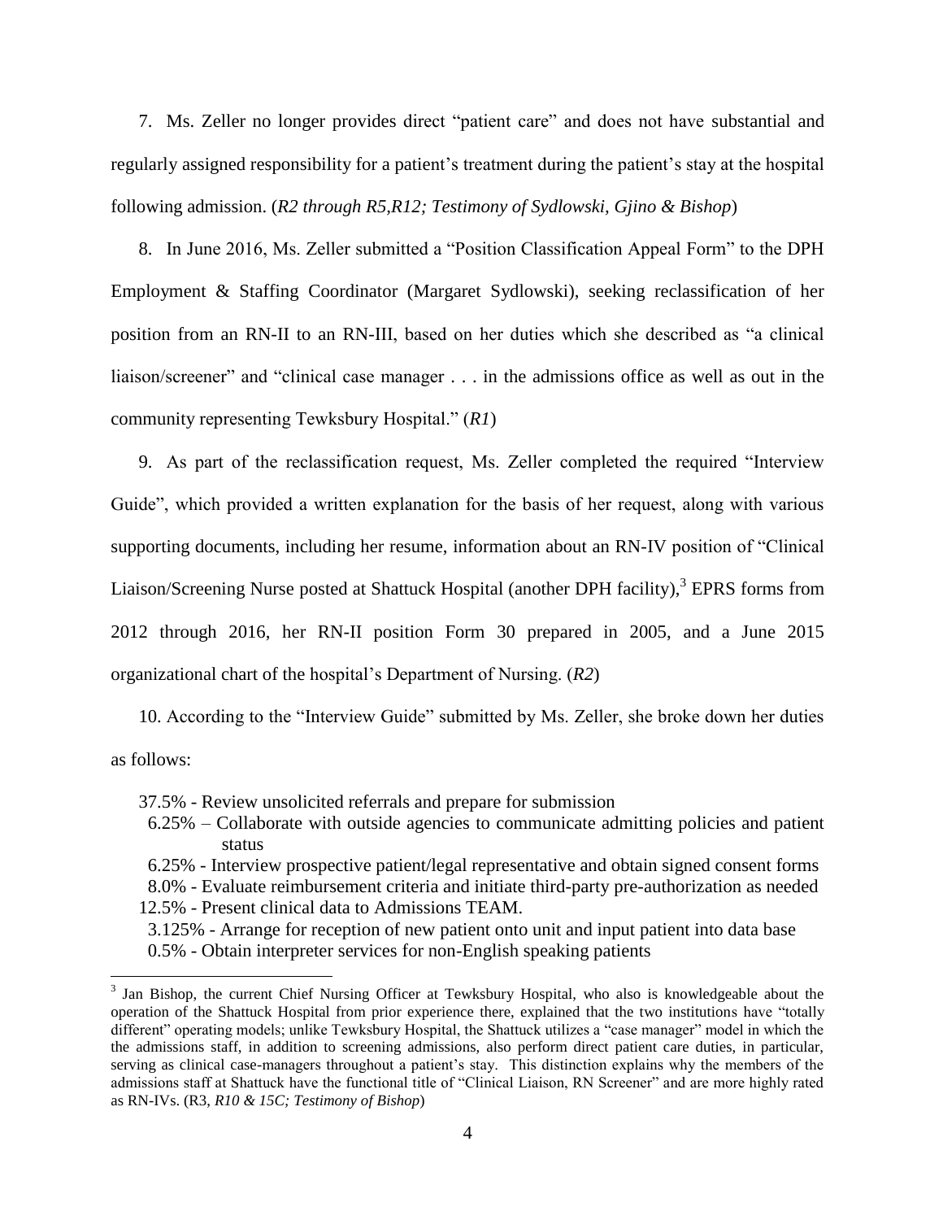7. Ms. Zeller no longer provides direct "patient care" and does not have substantial and regularly assigned responsibility for a patient's treatment during the patient's stay at the hospital following admission. (*R2 through R5,R12; Testimony of Sydlowski, Gjino & Bishop*)

8. In June 2016, Ms. Zeller submitted a "Position Classification Appeal Form" to the DPH Employment & Staffing Coordinator (Margaret Sydlowski), seeking reclassification of her position from an RN-II to an RN-III, based on her duties which she described as "a clinical liaison/screener" and "clinical case manager . . . in the admissions office as well as out in the community representing Tewksbury Hospital." (*R1*)

9. As part of the reclassification request, Ms. Zeller completed the required "Interview Guide", which provided a written explanation for the basis of her request, along with various supporting documents, including her resume, information about an RN-IV position of "Clinical Liaison/Screening Nurse posted at Shattuck Hospital (another DPH facility),[3] EPRS forms from 2012 through 2016, her RN-II position Form 30 prepared in 2005, and a June 2015 organizational chart of the hospital's Department of Nursing. (*R2*)

10. According to the "Interview Guide" submitted by Ms. Zeller, she broke down her duties as follows:

- 37.5% - Review unsolicited referrals and prepare for submission
- 6.25% – Collaborate with outside agencies to communicate admitting policies and patient status
- 6.25% - Interview prospective patient/legal representative and obtain signed consent forms
- 8.0% - Evaluate reimbursement criteria and initiate third-party pre-authorization as needed
- 12.5% - Present clinical data to Admissions TEAM.
- 3.125% - Arrange for reception of new patient onto unit and input patient into data base
- 0.5% - Obtain interpreter services for non-English speaking patients

[3] Jan Bishop, the current Chief Nursing Officer at Tewksbury Hospital, who also is knowledgeable about the operation of the Shattuck Hospital from prior experience there, explained that the two institutions have "totally different" operating models; unlike Tewksbury Hospital, the Shattuck utilizes a "case manager" model in which the the admissions staff, in addition to screening admissions, also perform direct patient care duties, in particular, serving as clinical case-managers throughout a patient's stay. This distinction explains why the members of the admissions staff at Shattuck have the functional title of "Clinical Liaison, RN Screener" and are more highly rated as RN-IVs. (R3, *R10 & 15C; Testimony of Bishop*)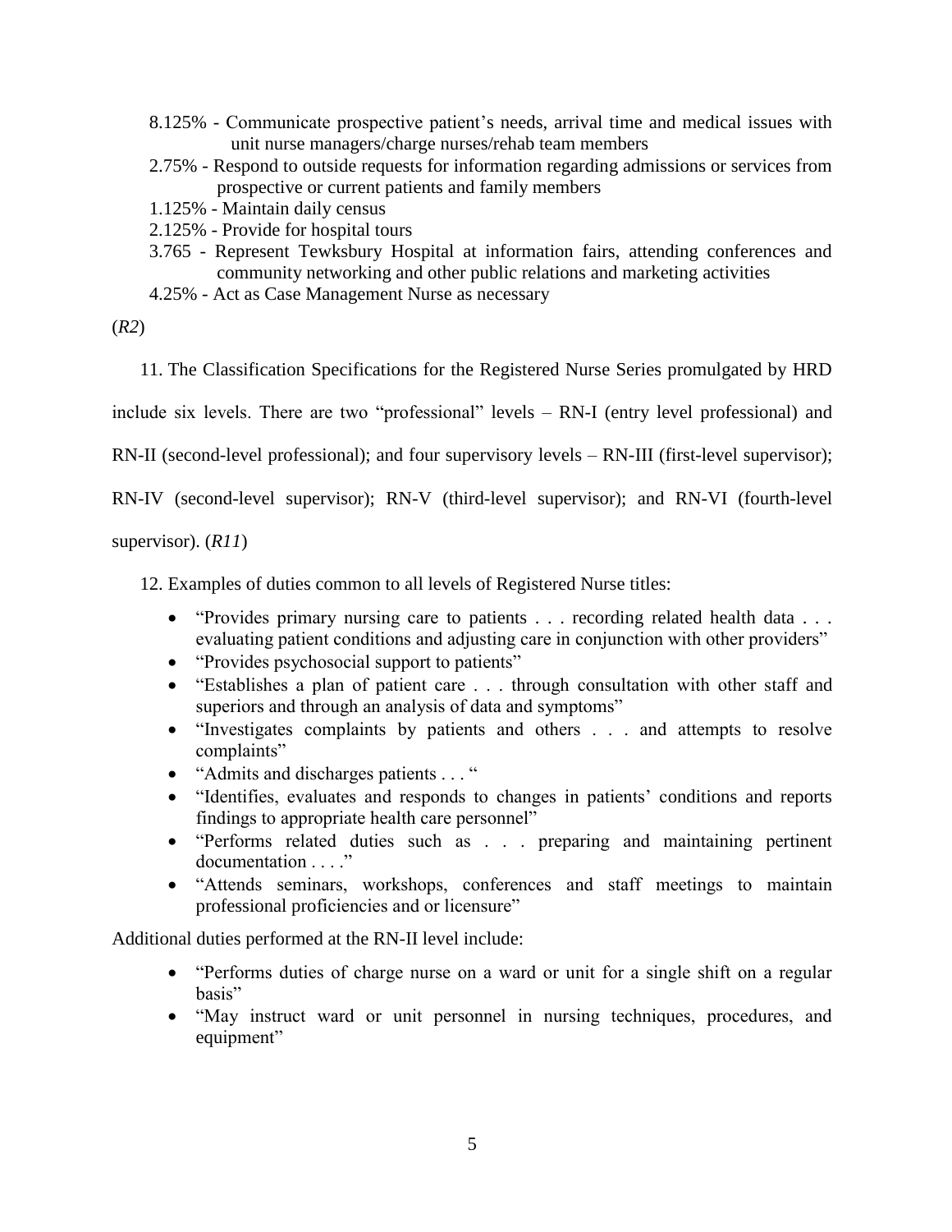8.125% - Communicate prospective patient's needs, arrival time and medical issues with unit nurse managers/charge nurses/rehab team members

2.75% - Respond to outside requests for information regarding admissions or services from prospective or current patients and family members

1.125% - Maintain daily census

2.125% - Provide for hospital tours

3.765 - Represent Tewksbury Hospital at information fairs, attending conferences and community networking and other public relations and marketing activities

4.25% - Act as Case Management Nurse as necessary

(*R2*)

11. The Classification Specifications for the Registered Nurse Series promulgated by HRD include six levels. There are two "professional" levels – RN-I (entry level professional) and RN-II (second-level professional); and four supervisory levels – RN-III (first-level supervisor); RN-IV (second-level supervisor); RN-V (third-level supervisor); and RN-VI (fourth-level supervisor). (*R11*)

12. Examples of duties common to all levels of Registered Nurse titles:

- "Provides primary nursing care to patients . . . recording related health data . . . evaluating patient conditions and adjusting care in conjunction with other providers"
- "Provides psychosocial support to patients"
- "Establishes a plan of patient care . . . through consultation with other staff and superiors and through an analysis of data and symptoms"
- "Investigates complaints by patients and others . . . and attempts to resolve complaints"
- "Admits and discharges patients . . . "
- "Identifies, evaluates and responds to changes in patients' conditions and reports findings to appropriate health care personnel"
- "Performs related duties such as . . . preparing and maintaining pertinent documentation . . . ."
- "Attends seminars, workshops, conferences and staff meetings to maintain professional proficiencies and or licensure"

Additional duties performed at the RN-II level include:

- "Performs duties of charge nurse on a ward or unit for a single shift on a regular basis"
- "May instruct ward or unit personnel in nursing techniques, procedures, and equipment"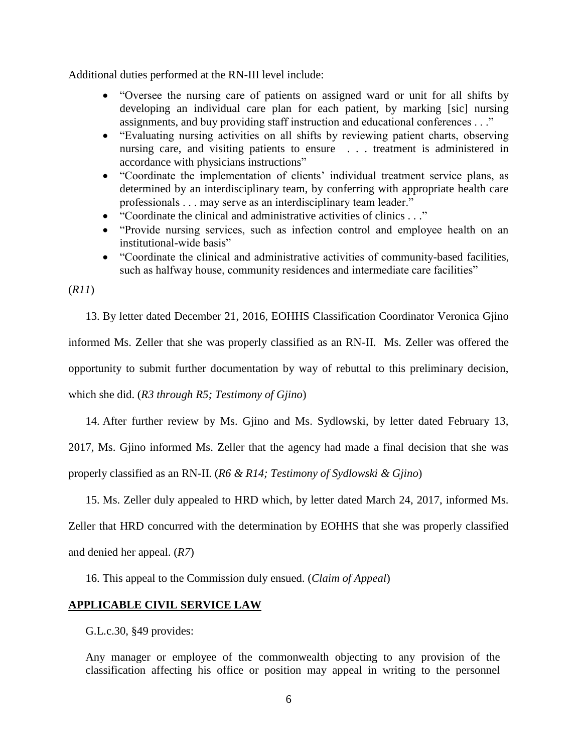Additional duties performed at the RN-III level include:

- "Oversee the nursing care of patients on assigned ward or unit for all shifts by developing an individual care plan for each patient, by marking [sic] nursing assignments, and buy providing staff instruction and educational conferences . . ."
- "Evaluating nursing activities on all shifts by reviewing patient charts, observing nursing care, and visiting patients to ensure . . . treatment is administered in accordance with physicians instructions"
- "Coordinate the implementation of clients' individual treatment service plans, as determined by an interdisciplinary team, by conferring with appropriate health care professionals . . . may serve as an interdisciplinary team leader."
- "Coordinate the clinical and administrative activities of clinics . . ."
- "Provide nursing services, such as infection control and employee health on an institutional-wide basis"
- "Coordinate the clinical and administrative activities of community-based facilities, such as halfway house, community residences and intermediate care facilities"

(*R11*)

13. By letter dated December 21, 2016, EOHHS Classification Coordinator Veronica Gjino informed Ms. Zeller that she was properly classified as an RN-II. Ms. Zeller was offered the opportunity to submit further documentation by way of rebuttal to this preliminary decision, which she did. (*R3 through R5; Testimony of Gjino*)

14. After further review by Ms. Gjino and Ms. Sydlowski, by letter dated February 13, 2017, Ms. Gjino informed Ms. Zeller that the agency had made a final decision that she was properly classified as an RN-II. (*R6 & R14; Testimony of Sydlowski & Gjino*)

15. Ms. Zeller duly appealed to HRD which, by letter dated March 24, 2017, informed Ms. Zeller that HRD concurred with the determination by EOHHS that she was properly classified and denied her appeal. (*R7*)

16. This appeal to the Commission duly ensued. (*Claim of Appeal*)

## APPLICABLE CIVIL SERVICE LAW

G.L.c.30, §49 provides:

> Any manager or employee of the commonwealth objecting to any provision of the classification affecting his office or position may appeal in writing to the personnel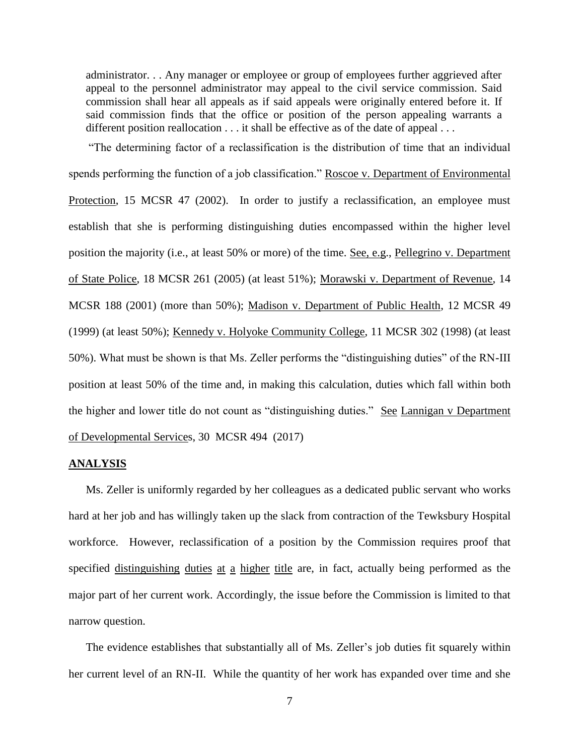> administrator. . . Any manager or employee or group of employees further aggrieved after appeal to the personnel administrator may appeal to the civil service commission. Said commission shall hear all appeals as if said appeals were originally entered before it. If said commission finds that the office or position of the person appealing warrants a different position reallocation . . . it shall be effective as of the date of appeal . . .

"The determining factor of a reclassification is the distribution of time that an individual spends performing the function of a job classification." Roscoe v. Department of Environmental Protection, 15 MCSR 47 (2002). In order to justify a reclassification, an employee must establish that she is performing distinguishing duties encompassed within the higher level position the majority (i.e., at least 50% or more) of the time. See, e.g., Pellegrino v. Department of State Police, 18 MCSR 261 (2005) (at least 51%); Morawski v. Department of Revenue, 14 MCSR 188 (2001) (more than 50%); Madison v. Department of Public Health, 12 MCSR 49 (1999) (at least 50%); Kennedy v. Holyoke Community College, 11 MCSR 302 (1998) (at least 50%). What must be shown is that Ms. Zeller performs the "distinguishing duties" of the RN-III position at least 50% of the time and, in making this calculation, duties which fall within both the higher and lower title do not count as "distinguishing duties." See Lannigan v Department of Developmental Services, 30 MCSR 494 (2017)

## ANALYSIS

Ms. Zeller is uniformly regarded by her colleagues as a dedicated public servant who works hard at her job and has willingly taken up the slack from contraction of the Tewksbury Hospital workforce. However, reclassification of a position by the Commission requires proof that specified distinguishing duties at a higher title are, in fact, actually being performed as the major part of her current work. Accordingly, the issue before the Commission is limited to that narrow question.

The evidence establishes that substantially all of Ms. Zeller's job duties fit squarely within her current level of an RN-II. While the quantity of her work has expanded over time and she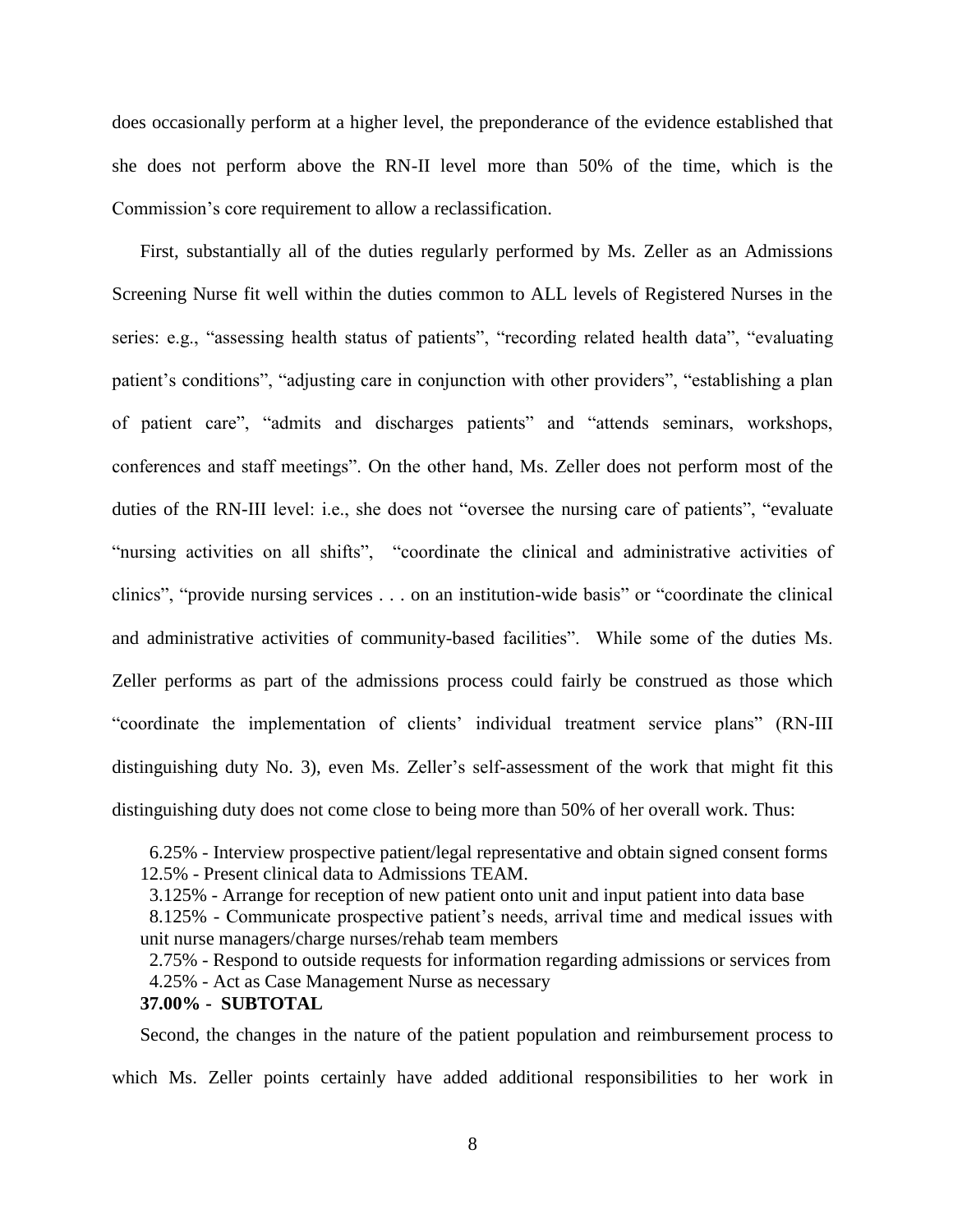does occasionally perform at a higher level, the preponderance of the evidence established that she does not perform above the RN-II level more than 50% of the time, which is the Commission's core requirement to allow a reclassification.

First, substantially all of the duties regularly performed by Ms. Zeller as an Admissions Screening Nurse fit well within the duties common to ALL levels of Registered Nurses in the series: e.g., "assessing health status of patients", "recording related health data", "evaluating patient's conditions", "adjusting care in conjunction with other providers", "establishing a plan of patient care", "admits and discharges patients" and "attends seminars, workshops, conferences and staff meetings". On the other hand, Ms. Zeller does not perform most of the duties of the RN-III level: i.e., she does not "oversee the nursing care of patients", "evaluate "nursing activities on all shifts", "coordinate the clinical and administrative activities of clinics", "provide nursing services . . . on an institution-wide basis" or "coordinate the clinical and administrative activities of community-based facilities". While some of the duties Ms. Zeller performs as part of the admissions process could fairly be construed as those which "coordinate the implementation of clients' individual treatment service plans" (RN-III distinguishing duty No. 3), even Ms. Zeller's self-assessment of the work that might fit this distinguishing duty does not come close to being more than 50% of her overall work. Thus:

6.25% - Interview prospective patient/legal representative and obtain signed consent forms
12.5% - Present clinical data to Admissions TEAM.
3.125% - Arrange for reception of new patient onto unit and input patient into data base
8.125% - Communicate prospective patient's needs, arrival time and medical issues with unit nurse managers/charge nurses/rehab team members
2.75% - Respond to outside requests for information regarding admissions or services from
4.25% - Act as Case Management Nurse as necessary
**37.00% - SUBTOTAL**

Second, the changes in the nature of the patient population and reimbursement process to which Ms. Zeller points certainly have added additional responsibilities to her work in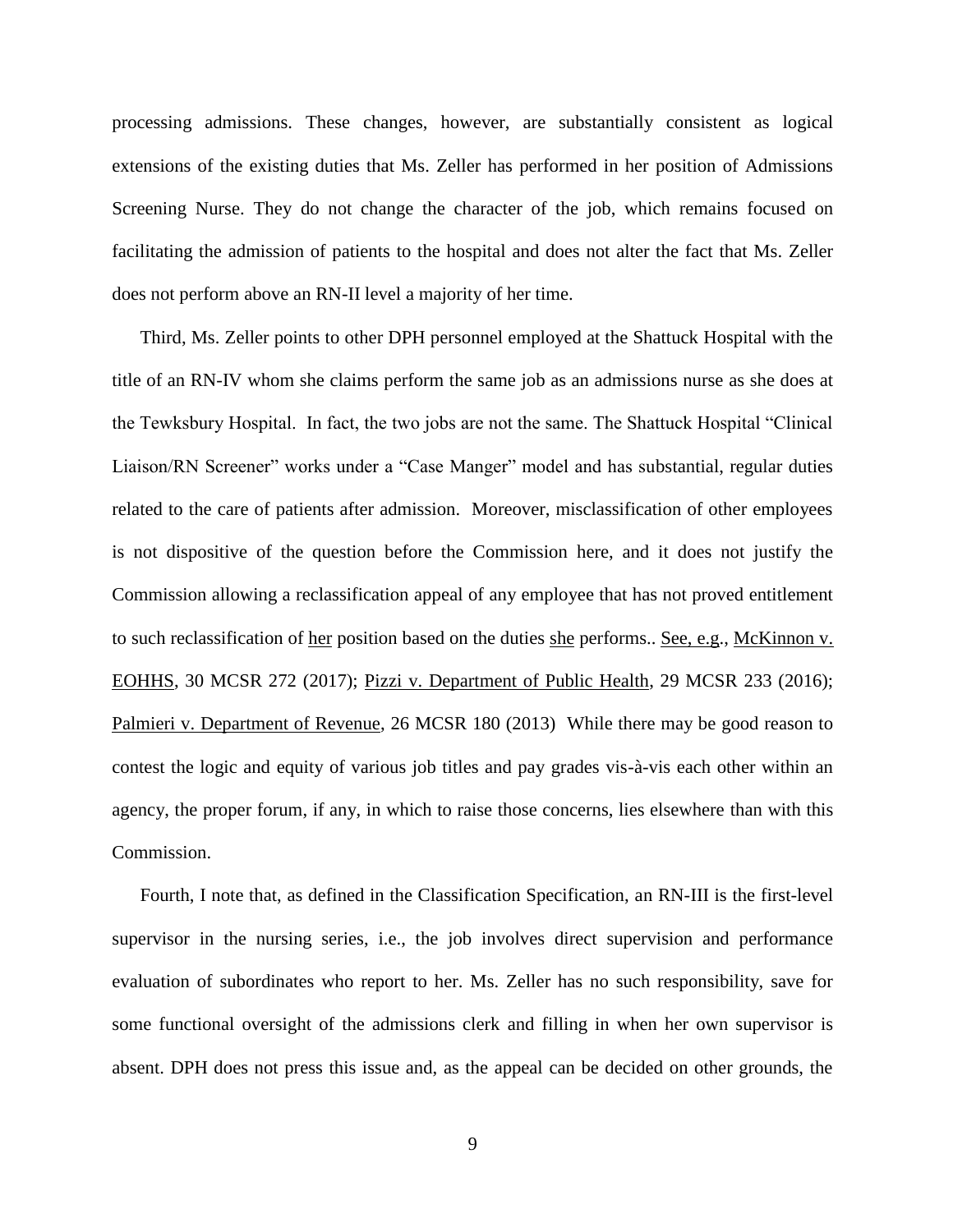processing admissions. These changes, however, are substantially consistent as logical extensions of the existing duties that Ms. Zeller has performed in her position of Admissions Screening Nurse. They do not change the character of the job, which remains focused on facilitating the admission of patients to the hospital and does not alter the fact that Ms. Zeller does not perform above an RN-II level a majority of her time.

Third, Ms. Zeller points to other DPH personnel employed at the Shattuck Hospital with the title of an RN-IV whom she claims perform the same job as an admissions nurse as she does at the Tewksbury Hospital. In fact, the two jobs are not the same. The Shattuck Hospital "Clinical Liaison/RN Screener" works under a "Case Manger" model and has substantial, regular duties related to the care of patients after admission. Moreover, misclassification of other employees is not dispositive of the question before the Commission here, and it does not justify the Commission allowing a reclassification appeal of any employee that has not proved entitlement to such reclassification of her position based on the duties she performs.. See, e.g., McKinnon v. EOHHS, 30 MCSR 272 (2017); Pizzi v. Department of Public Health, 29 MCSR 233 (2016); Palmieri v. Department of Revenue, 26 MCSR 180 (2013) While there may be good reason to contest the logic and equity of various job titles and pay grades vis-à-vis each other within an agency, the proper forum, if any, in which to raise those concerns, lies elsewhere than with this Commission.

Fourth, I note that, as defined in the Classification Specification, an RN-III is the first-level supervisor in the nursing series, i.e., the job involves direct supervision and performance evaluation of subordinates who report to her. Ms. Zeller has no such responsibility, save for some functional oversight of the admissions clerk and filling in when her own supervisor is absent. DPH does not press this issue and, as the appeal can be decided on other grounds, the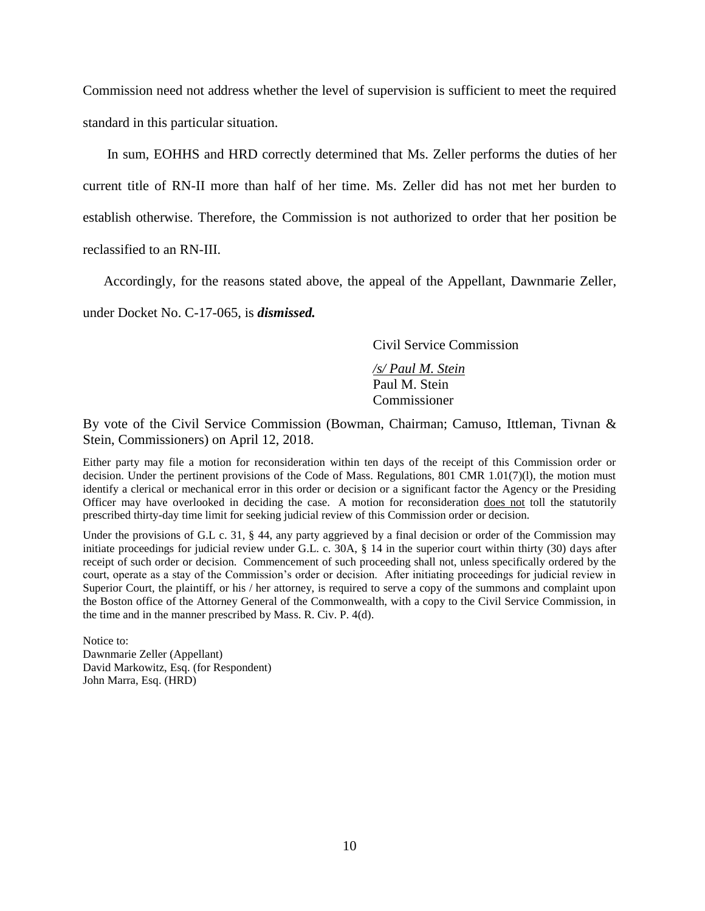Commission need not address whether the level of supervision is sufficient to meet the required standard in this particular situation.

In sum, EOHHS and HRD correctly determined that Ms. Zeller performs the duties of her current title of RN-II more than half of her time. Ms. Zeller did has not met her burden to establish otherwise. Therefore, the Commission is not authorized to order that her position be reclassified to an RN-III.

Accordingly, for the reasons stated above, the appeal of the Appellant, Dawnmarie Zeller, under Docket No. C-17-065, is ***dismissed.***

Civil Service Commission

*/s/ Paul M. Stein*
Paul M. Stein
Commissioner

By vote of the Civil Service Commission (Bowman, Chairman; Camuso, Ittleman, Tivnan & Stein, Commissioners) on April 12, 2018.

Either party may file a motion for reconsideration within ten days of the receipt of this Commission order or decision. Under the pertinent provisions of the Code of Mass. Regulations, 801 CMR 1.01(7)(l), the motion must identify a clerical or mechanical error in this order or decision or a significant factor the Agency or the Presiding Officer may have overlooked in deciding the case. A motion for reconsideration does not toll the statutorily prescribed thirty-day time limit for seeking judicial review of this Commission order or decision.

Under the provisions of G.L c. 31, § 44, any party aggrieved by a final decision or order of the Commission may initiate proceedings for judicial review under G.L. c. 30A, § 14 in the superior court within thirty (30) days after receipt of such order or decision. Commencement of such proceeding shall not, unless specifically ordered by the court, operate as a stay of the Commission's order or decision. After initiating proceedings for judicial review in Superior Court, the plaintiff, or his / her attorney, is required to serve a copy of the summons and complaint upon the Boston office of the Attorney General of the Commonwealth, with a copy to the Civil Service Commission, in the time and in the manner prescribed by Mass. R. Civ. P. 4(d).

Notice to:
Dawnmarie Zeller (Appellant)
David Markowitz, Esq. (for Respondent)
John Marra, Esq. (HRD)